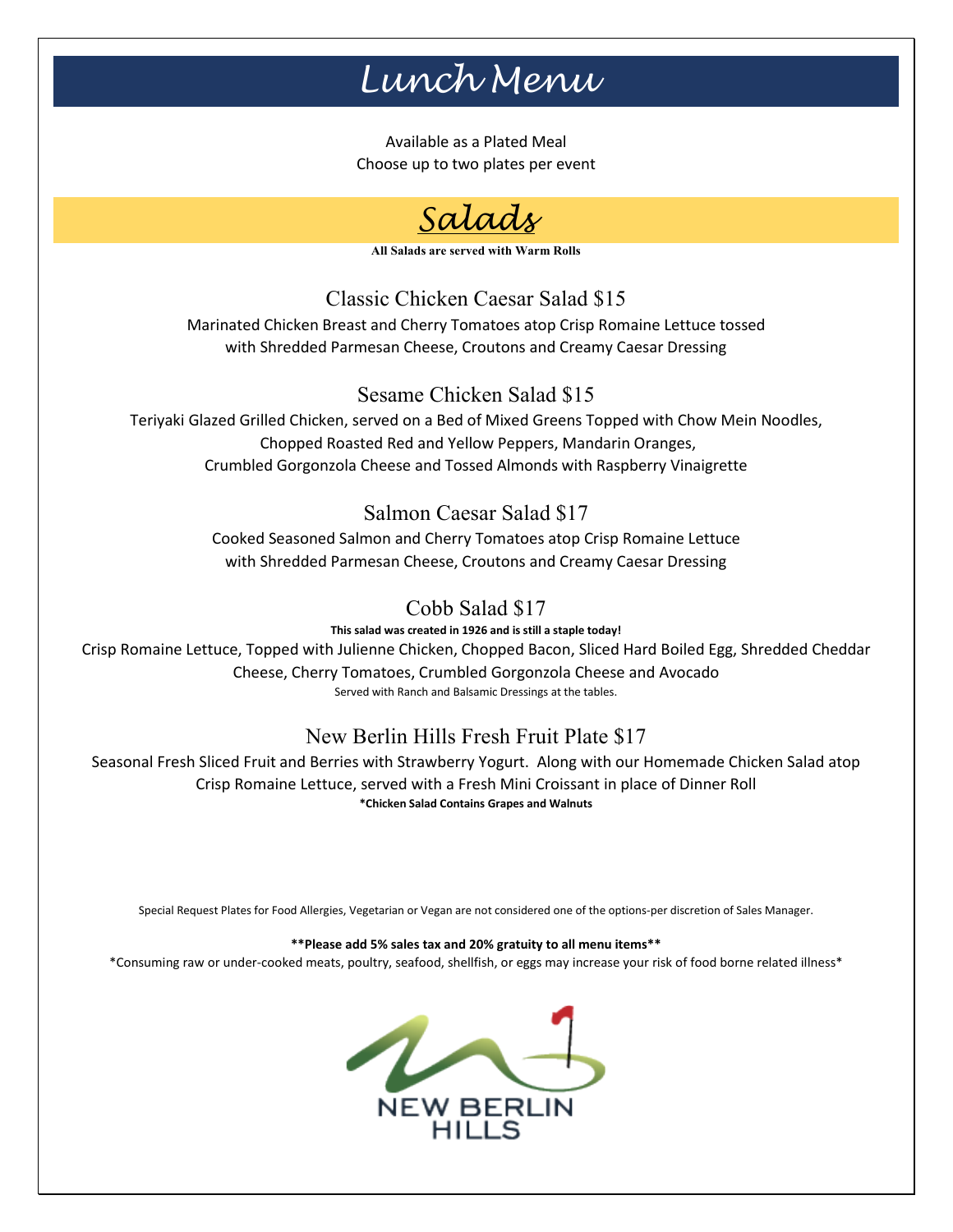# Lunch Menu

Available as a Plated Meal
Choose up to two plates per event

## Salads

**All Salads are served with Warm Rolls**

### Classic Chicken Caesar Salad $15

Marinated Chicken Breast and Cherry Tomatoes atop Crisp Romaine Lettuce tossed with Shredded Parmesan Cheese, Croutons and Creamy Caesar Dressing

### Sesame Chicken Salad $15

Teriyaki Glazed Grilled Chicken, served on a Bed of Mixed Greens Topped with Chow Mein Noodles, Chopped Roasted Red and Yellow Peppers, Mandarin Oranges, Crumbled Gorgonzola Cheese and Tossed Almonds with Raspberry Vinaigrette

### Salmon Caesar Salad $17

Cooked Seasoned Salmon and Cherry Tomatoes atop Crisp Romaine Lettuce with Shredded Parmesan Cheese, Croutons and Creamy Caesar Dressing

### Cobb Salad $17

**This salad was created in 1926 and is still a staple today!**

Crisp Romaine Lettuce, Topped with Julienne Chicken, Chopped Bacon, Sliced Hard Boiled Egg, Shredded Cheddar Cheese, Cherry Tomatoes, Crumbled Gorgonzola Cheese and Avocado

Served with Ranch and Balsamic Dressings at the tables.

### New Berlin Hills Fresh Fruit Plate $17

Seasonal Fresh Sliced Fruit and Berries with Strawberry Yogurt. Along with our Homemade Chicken Salad atop Crisp Romaine Lettuce, served with a Fresh Mini Croissant in place of Dinner Roll

**\*Chicken Salad Contains Grapes and Walnuts**

Special Request Plates for Food Allergies, Vegetarian or Vegan are not considered one of the options-per discretion of Sales Manager.

**\*\*Please add 5% sales tax and 20% gratuity to all menu items\*\***

\*Consuming raw or under-cooked meats, poultry, seafood, shellfish, or eggs may increase your risk of food borne related illness\*

NEW BERLIN HILLS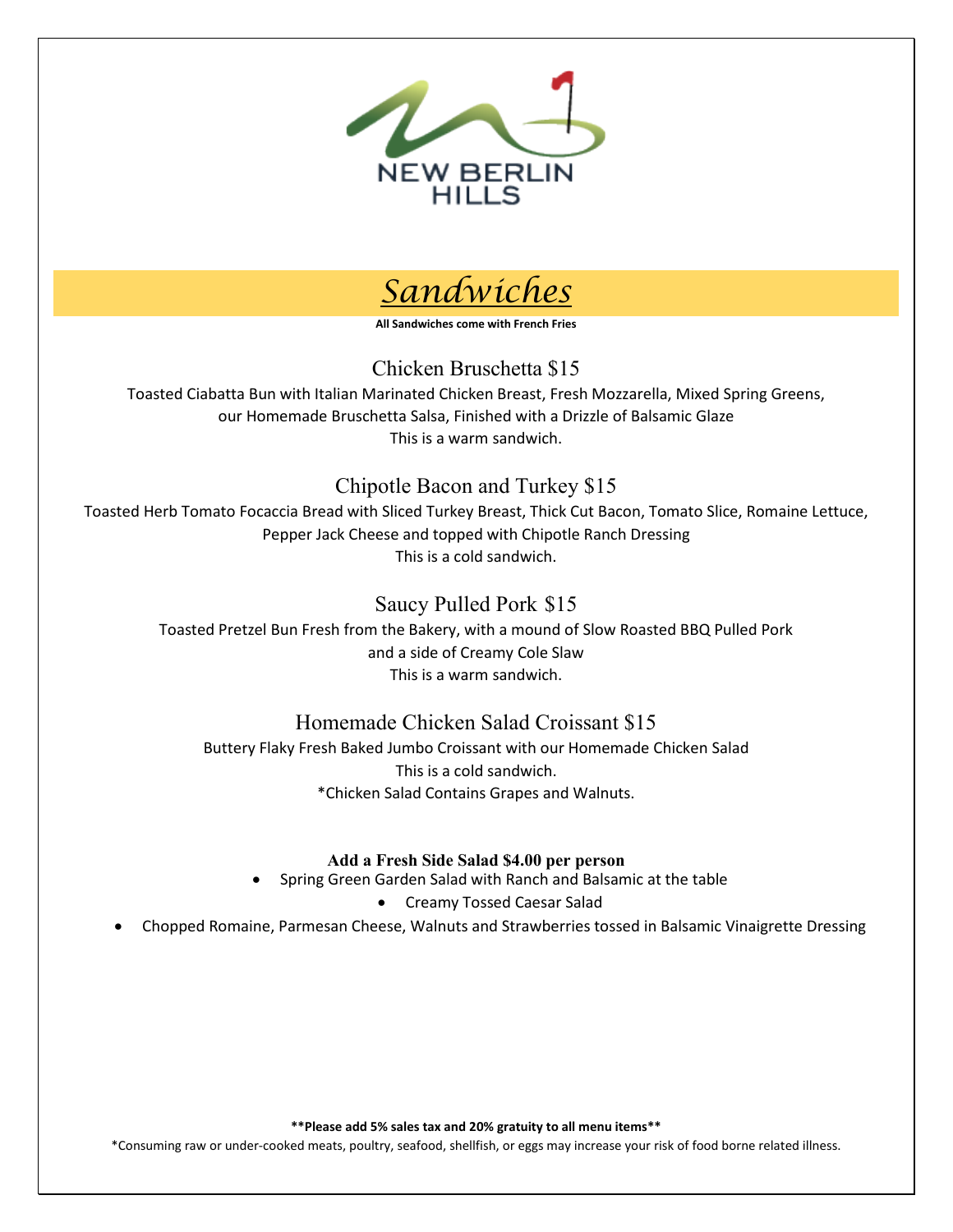NEW BERLIN HILLS

# *Sandwiches*

**All Sandwiches come with French Fries**

## Chicken Bruschetta $15

Toasted Ciabatta Bun with Italian Marinated Chicken Breast, Fresh Mozzarella, Mixed Spring Greens, our Homemade Bruschetta Salsa, Finished with a Drizzle of Balsamic Glaze

This is a warm sandwich.

## Chipotle Bacon and Turkey $15

Toasted Herb Tomato Focaccia Bread with Sliced Turkey Breast, Thick Cut Bacon, Tomato Slice, Romaine Lettuce, Pepper Jack Cheese and topped with Chipotle Ranch Dressing

This is a cold sandwich.

## Saucy Pulled Pork $15

Toasted Pretzel Bun Fresh from the Bakery, with a mound of Slow Roasted BBQ Pulled Pork and a side of Creamy Cole Slaw

This is a warm sandwich.

## Homemade Chicken Salad Croissant $15

Buttery Flaky Fresh Baked Jumbo Croissant with our Homemade Chicken Salad

This is a cold sandwich.

*Chicken Salad Contains Grapes and Walnuts.

**Add a Fresh Side Salad $4.00 per person**

- Spring Green Garden Salad with Ranch and Balsamic at the table
- Creamy Tossed Caesar Salad
- Chopped Romaine, Parmesan Cheese, Walnuts and Strawberries tossed in Balsamic Vinaigrette Dressing

****Please add 5% sales tax and 20% gratuity to all menu items****

*Consuming raw or under-cooked meats, poultry, seafood, shellfish, or eggs may increase your risk of food borne related illness.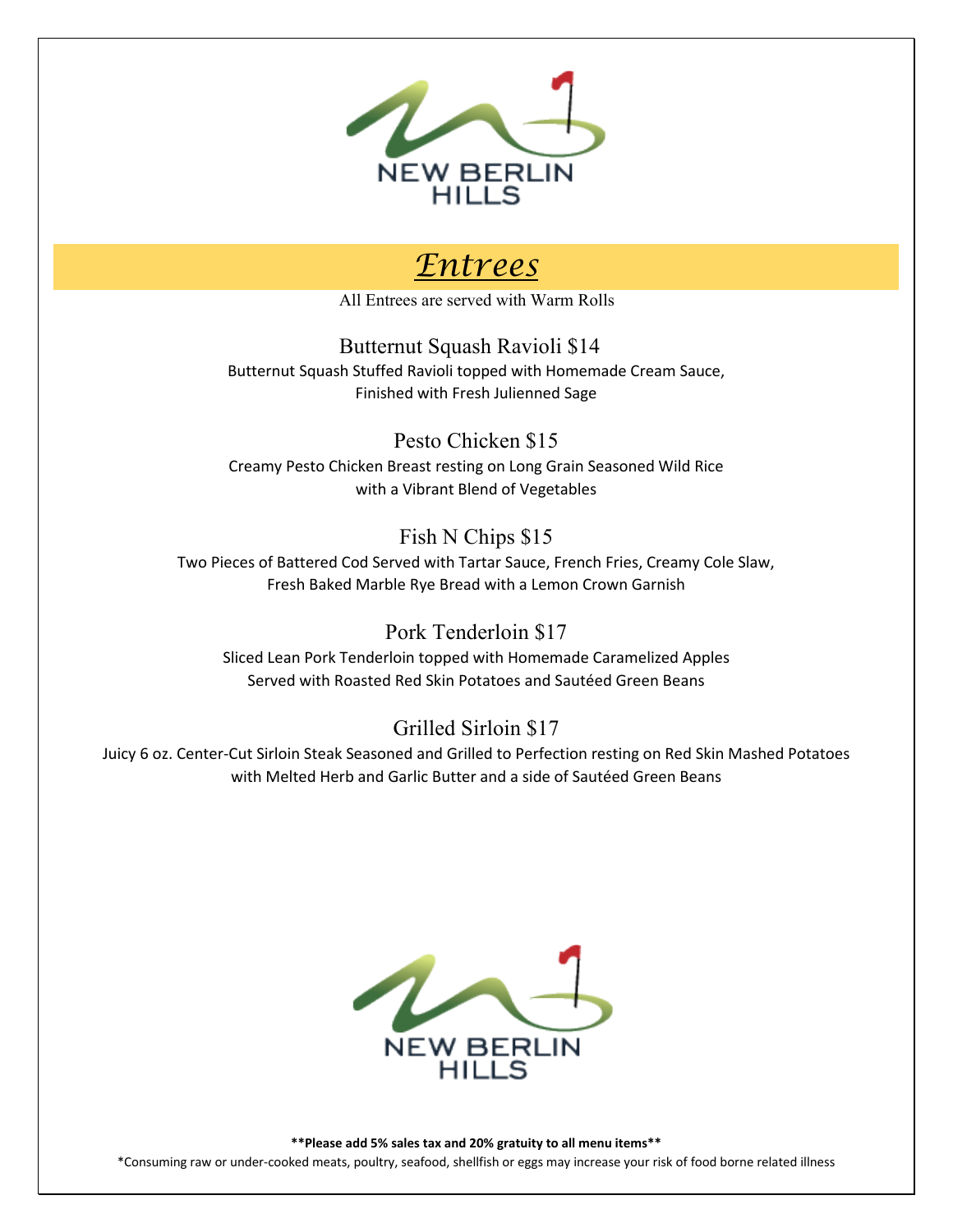NEW BERLIN HILLS

# *Entrees*

All Entrees are served with Warm Rolls

### Butternut Squash Ravioli $14

Butternut Squash Stuffed Ravioli topped with Homemade Cream Sauce,
Finished with Fresh Julienned Sage

### Pesto Chicken $15

Creamy Pesto Chicken Breast resting on Long Grain Seasoned Wild Rice
with a Vibrant Blend of Vegetables

### Fish N Chips $15

Two Pieces of Battered Cod Served with Tartar Sauce, French Fries, Creamy Cole Slaw,
Fresh Baked Marble Rye Bread with a Lemon Crown Garnish

### Pork Tenderloin $17

Sliced Lean Pork Tenderloin topped with Homemade Caramelized Apples
Served with Roasted Red Skin Potatoes and Sautéed Green Beans

### Grilled Sirloin $17

Juicy 6 oz. Center-Cut Sirloin Steak Seasoned and Grilled to Perfection resting on Red Skin Mashed Potatoes
with Melted Herb and Garlic Butter and a side of Sautéed Green Beans

NEW BERLIN HILLS

**\*\*Please add 5% sales tax and 20% gratuity to all menu items\*\***

*Consuming raw or under-cooked meats, poultry, seafood, shellfish or eggs may increase your risk of food borne related illness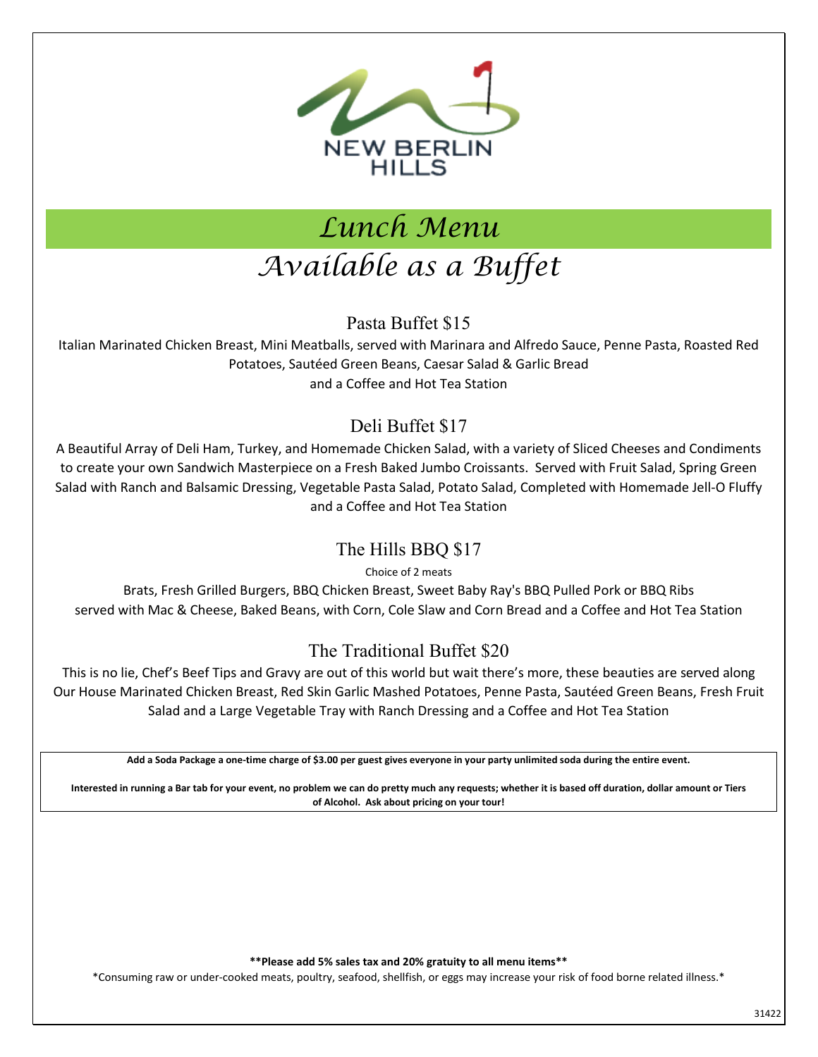NEW BERLIN HILLS

# Lunch Menu
# Available as a Buffet

## Pasta Buffet $15

Italian Marinated Chicken Breast, Mini Meatballs, served with Marinara and Alfredo Sauce, Penne Pasta, Roasted Red Potatoes, Sautéed Green Beans, Caesar Salad & Garlic Bread
and a Coffee and Hot Tea Station

## Deli Buffet $17

A Beautiful Array of Deli Ham, Turkey, and Homemade Chicken Salad, with a variety of Sliced Cheeses and Condiments to create your own Sandwich Masterpiece on a Fresh Baked Jumbo Croissants. Served with Fruit Salad, Spring Green Salad with Ranch and Balsamic Dressing, Vegetable Pasta Salad, Potato Salad, Completed with Homemade Jell-O Fluffy
and a Coffee and Hot Tea Station

## The Hills BBQ $17

Choice of 2 meats

Brats, Fresh Grilled Burgers, BBQ Chicken Breast, Sweet Baby Ray's BBQ Pulled Pork or BBQ Ribs
served with Mac & Cheese, Baked Beans, with Corn, Cole Slaw and Corn Bread and a Coffee and Hot Tea Station

## The Traditional Buffet $20

This is no lie, Chef's Beef Tips and Gravy are out of this world but wait there's more, these beauties are served along Our House Marinated Chicken Breast, Red Skin Garlic Mashed Potatoes, Penne Pasta, Sautéed Green Beans, Fresh Fruit Salad and a Large Vegetable Tray with Ranch Dressing and a Coffee and Hot Tea Station

**Add a Soda Package a one-time charge of $3.00 per guest gives everyone in your party unlimited soda during the entire event.**

**Interested in running a Bar tab for your event, no problem we can do pretty much any requests; whether it is based off duration, dollar amount or Tiers of Alcohol. Ask about pricing on your tour!**

**\*\*Please add 5% sales tax and 20% gratuity to all menu items\*\***

\*Consuming raw or under-cooked meats, poultry, seafood, shellfish, or eggs may increase your risk of food borne related illness.\*

31422